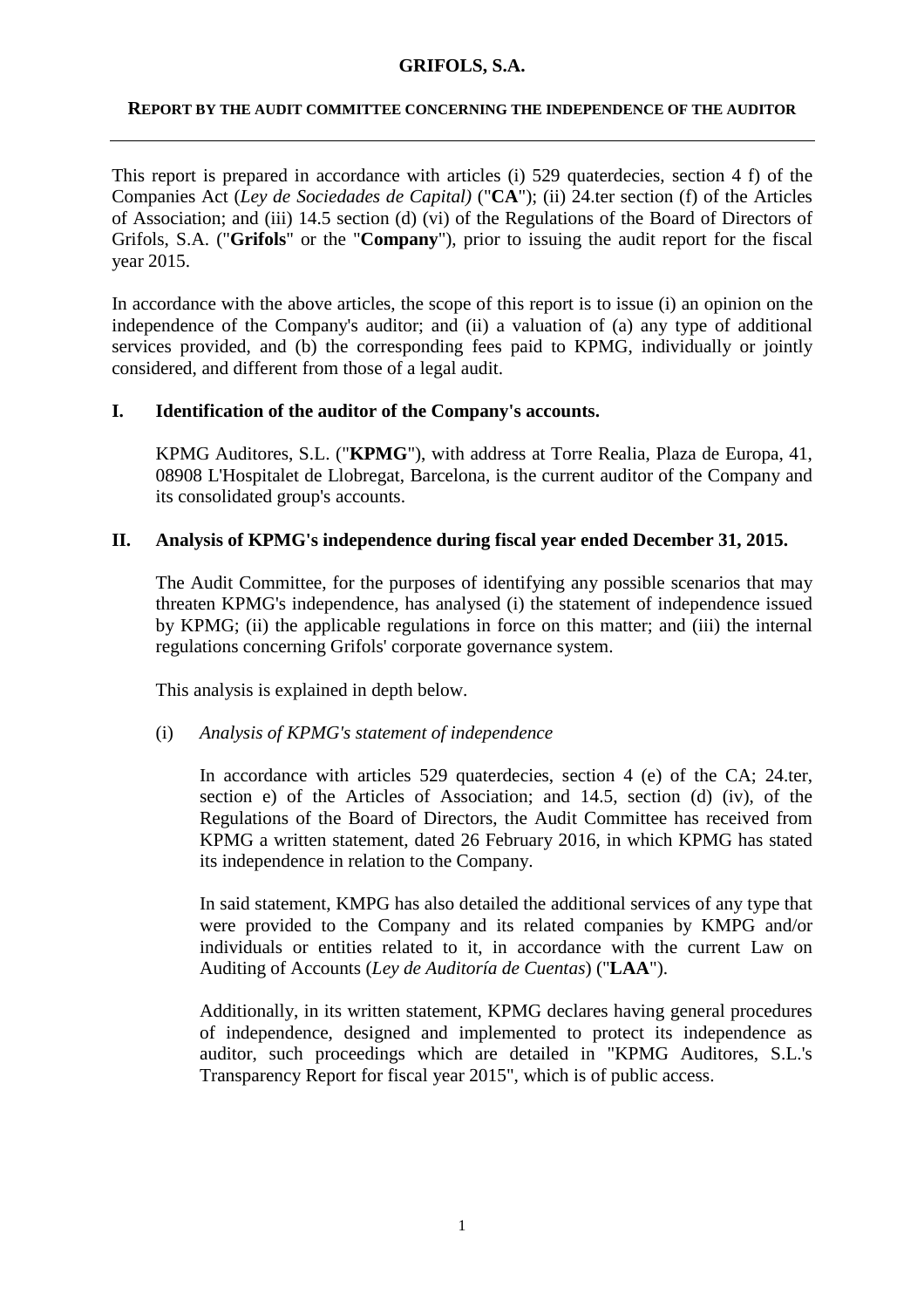# GRIFOLS, S.A.

## REPORT BY THE AUDIT COMMITTEE CONCERNING THE INDEPENDENCE OF THE AUDITOR

---

This report is prepared in accordance with articles (i) 529 quaterdecies, section 4 f) of the Companies Act (*Ley de Sociedades de Capital)* ("**CA**"); (ii) 24.ter section (f) of the Articles of Association; and (iii) 14.5 section (d) (vi) of the Regulations of the Board of Directors of Grifols, S.A. ("**Grifols**" or the "**Company**"), prior to issuing the audit report for the fiscal year 2015.

In accordance with the above articles, the scope of this report is to issue (i) an opinion on the independence of the Company's auditor; and (ii) a valuation of (a) any type of additional services provided, and (b) the corresponding fees paid to KPMG, individually or jointly considered, and different from those of a legal audit.

### I. Identification of the auditor of the Company's accounts.

KPMG Auditores, S.L. ("**KPMG**"), with address at Torre Realia, Plaza de Europa, 41, 08908 L'Hospitalet de Llobregat, Barcelona, is the current auditor of the Company and its consolidated group's accounts.

### II. Analysis of KPMG's independence during fiscal year ended December 31, 2015.

The Audit Committee, for the purposes of identifying any possible scenarios that may threaten KPMG's independence, has analysed (i) the statement of independence issued by KPMG; (ii) the applicable regulations in force on this matter; and (iii) the internal regulations concerning Grifols' corporate governance system.

This analysis is explained in depth below.

(i) *Analysis of KPMG's statement of independence*

In accordance with articles 529 quaterdecies, section 4 (e) of the CA; 24.ter, section e) of the Articles of Association; and 14.5, section (d) (iv), of the Regulations of the Board of Directors, the Audit Committee has received from KPMG a written statement, dated 26 February 2016, in which KPMG has stated its independence in relation to the Company.

In said statement, KMPG has also detailed the additional services of any type that were provided to the Company and its related companies by KPMG and/or individuals or entities related to it, in accordance with the current Law on Auditing of Accounts (*Ley de Auditoría de Cuentas*) ("**LAA**").

Additionally, in its written statement, KPMG declares having general procedures of independence, designed and implemented to protect its independence as auditor, such proceedings which are detailed in "KPMG Auditores, S.L.'s Transparency Report for fiscal year 2015", which is of public access.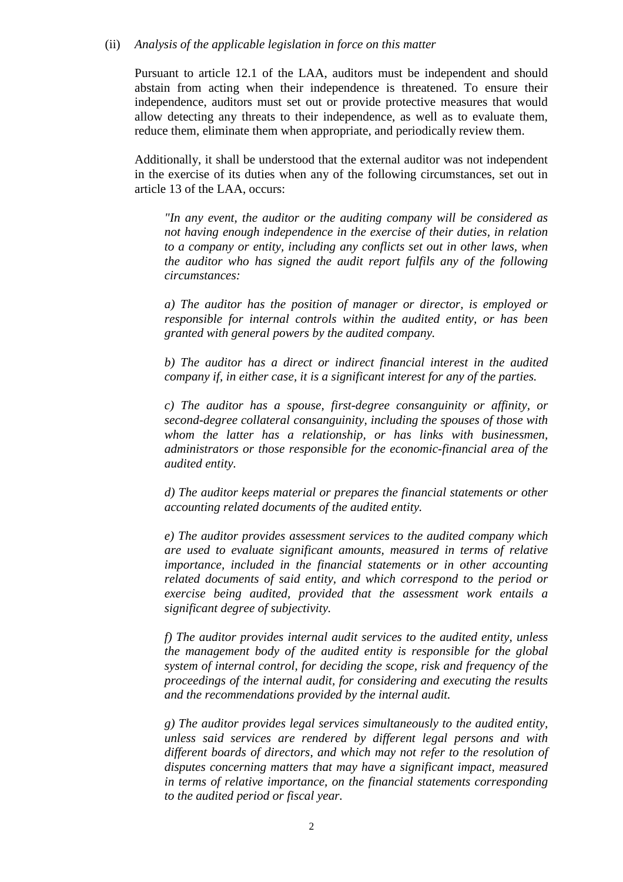(ii) *Analysis of the applicable legislation in force on this matter*

Pursuant to article 12.1 of the LAA, auditors must be independent and should abstain from acting when their independence is threatened. To ensure their independence, auditors must set out or provide protective measures that would allow detecting any threats to their independence, as well as to evaluate them, reduce them, eliminate them when appropriate, and periodically review them.

Additionally, it shall be understood that the external auditor was not independent in the exercise of its duties when any of the following circumstances, set out in article 13 of the LAA, occurs:

> *"In any event, the auditor or the auditing company will be considered as not having enough independence in the exercise of their duties, in relation to a company or entity, including any conflicts set out in other laws, when the auditor who has signed the audit report fulfils any of the following circumstances:*
>
> *a) The auditor has the position of manager or director, is employed or responsible for internal controls within the audited entity, or has been granted with general powers by the audited company.*
>
> *b) The auditor has a direct or indirect financial interest in the audited company if, in either case, it is a significant interest for any of the parties.*
>
> *c) The auditor has a spouse, first-degree consanguinity or affinity, or second-degree collateral consanguinity, including the spouses of those with whom the latter has a relationship, or has links with businessmen, administrators or those responsible for the economic-financial area of the audited entity.*
>
> *d) The auditor keeps material or prepares the financial statements or other accounting related documents of the audited entity.*
>
> *e) The auditor provides assessment services to the audited company which are used to evaluate significant amounts, measured in terms of relative importance, included in the financial statements or in other accounting related documents of said entity, and which correspond to the period or exercise being audited, provided that the assessment work entails a significant degree of subjectivity.*
>
> *f) The auditor provides internal audit services to the audited entity, unless the management body of the audited entity is responsible for the global system of internal control, for deciding the scope, risk and frequency of the proceedings of the internal audit, for considering and executing the results and the recommendations provided by the internal audit.*
>
> *g) The auditor provides legal services simultaneously to the audited entity, unless said services are rendered by different legal persons and with different boards of directors, and which may not refer to the resolution of disputes concerning matters that may have a significant impact, measured in terms of relative importance, on the financial statements corresponding to the audited period or fiscal year.*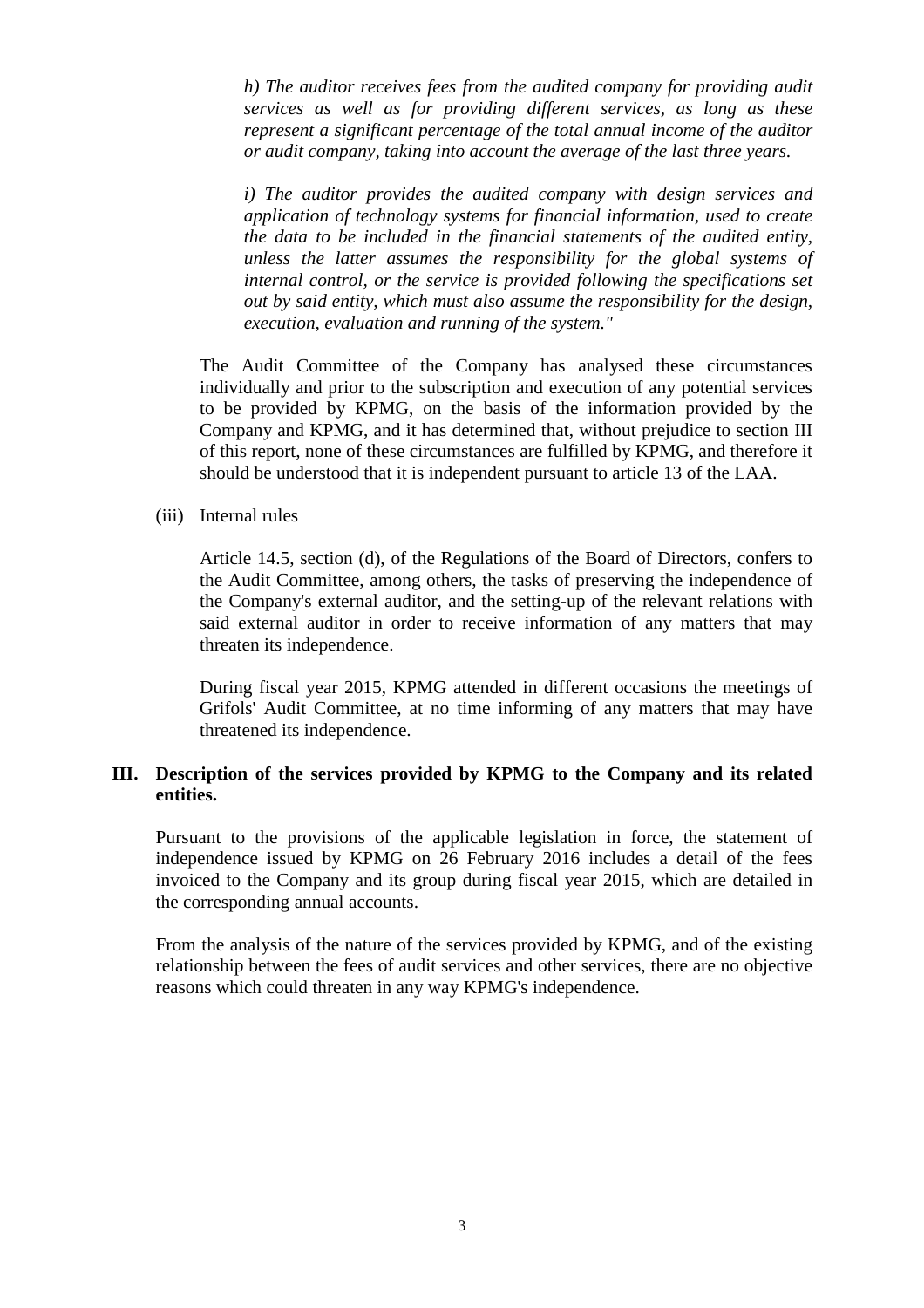*h) The auditor receives fees from the audited company for providing audit services as well as for providing different services, as long as these represent a significant percentage of the total annual income of the auditor or audit company, taking into account the average of the last three years.*

*i) The auditor provides the audited company with design services and application of technology systems for financial information, used to create the data to be included in the financial statements of the audited entity, unless the latter assumes the responsibility for the global systems of internal control, or the service is provided following the specifications set out by said entity, which must also assume the responsibility for the design, execution, evaluation and running of the system."*

The Audit Committee of the Company has analysed these circumstances individually and prior to the subscription and execution of any potential services to be provided by KPMG, on the basis of the information provided by the Company and KPMG, and it has determined that, without prejudice to section III of this report, none of these circumstances are fulfilled by KPMG, and therefore it should be understood that it is independent pursuant to article 13 of the LAA.

(iii) Internal rules

Article 14.5, section (d), of the Regulations of the Board of Directors, confers to the Audit Committee, among others, the tasks of preserving the independence of the Company's external auditor, and the setting-up of the relevant relations with said external auditor in order to receive information of any matters that may threaten its independence.

During fiscal year 2015, KPMG attended in different occasions the meetings of Grifols' Audit Committee, at no time informing of any matters that may have threatened its independence.

## III. Description of the services provided by KPMG to the Company and its related entities.

Pursuant to the provisions of the applicable legislation in force, the statement of independence issued by KPMG on 26 February 2016 includes a detail of the fees invoiced to the Company and its group during fiscal year 2015, which are detailed in the corresponding annual accounts.

From the analysis of the nature of the services provided by KPMG, and of the existing relationship between the fees of audit services and other services, there are no objective reasons which could threaten in any way KPMG's independence.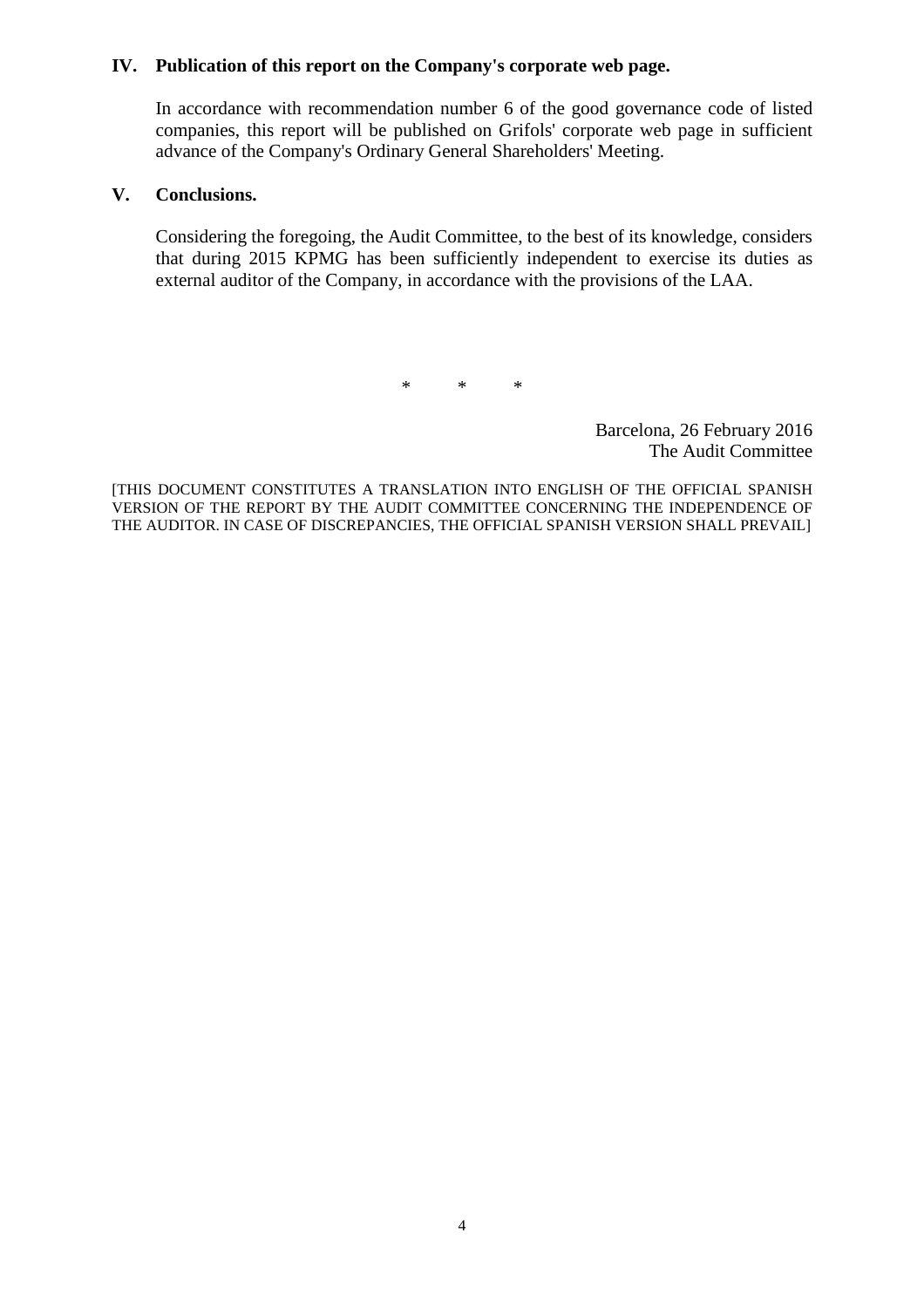## IV. Publication of this report on the Company's corporate web page.

In accordance with recommendation number 6 of the good governance code of listed companies, this report will be published on Grifols' corporate web page in sufficient advance of the Company's Ordinary General Shareholders' Meeting.

## V. Conclusions.

Considering the foregoing, the Audit Committee, to the best of its knowledge, considers that during 2015 KPMG has been sufficiently independent to exercise its duties as external auditor of the Company, in accordance with the provisions of the LAA.

\* \* \*

Barcelona, 26 February 2016
The Audit Committee

[THIS DOCUMENT CONSTITUTES A TRANSLATION INTO ENGLISH OF THE OFFICIAL SPANISH VERSION OF THE REPORT BY THE AUDIT COMMITTEE CONCERNING THE INDEPENDENCE OF THE AUDITOR. IN CASE OF DISCREPANCIES, THE OFFICIAL SPANISH VERSION SHALL PREVAIL]